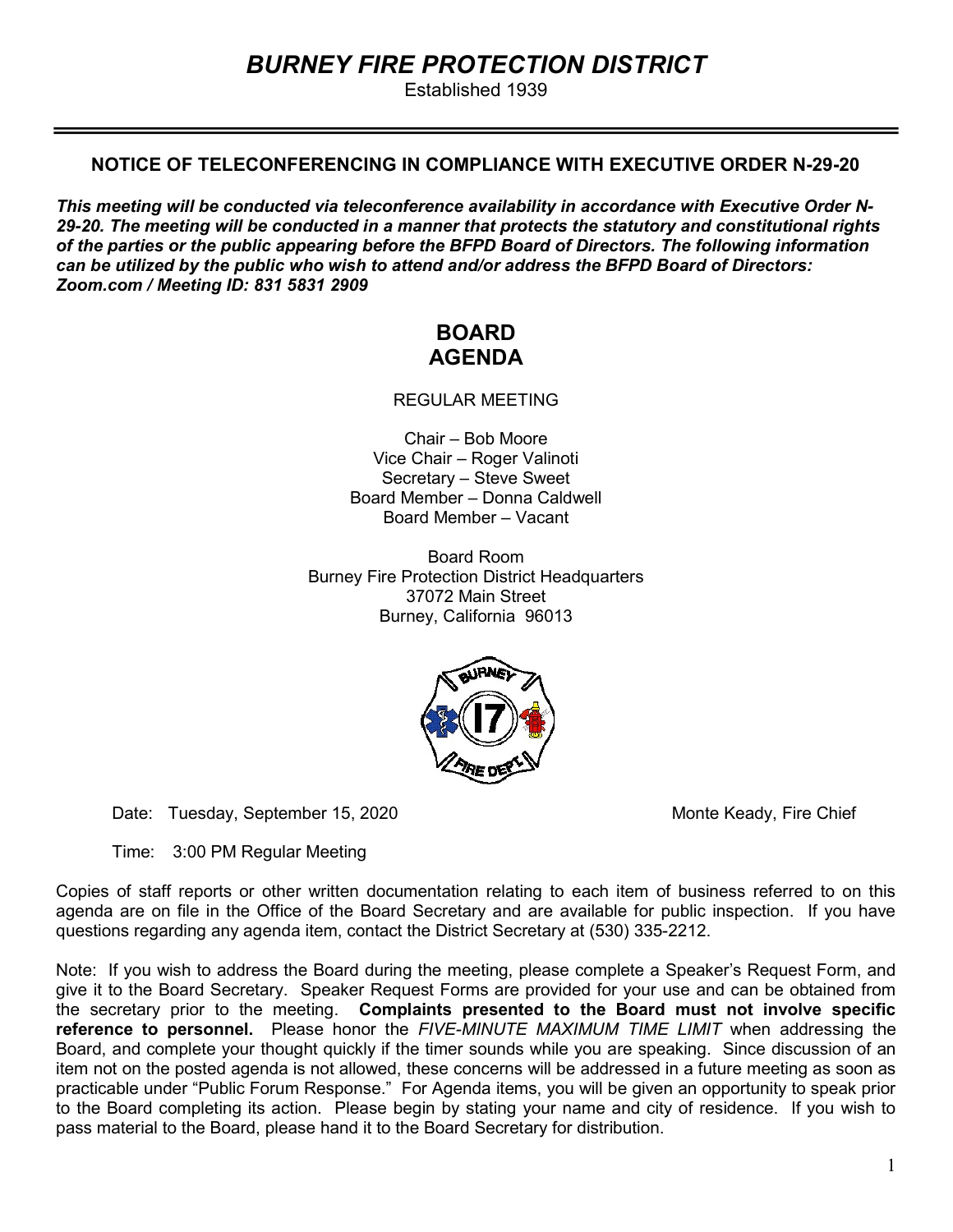# *BURNEY FIRE PROTECTION DISTRICT*

Established 1939

---

### NOTICE OF TELECONFERENCING IN COMPLIANCE WITH EXECUTIVE ORDER N-29-20

***This meeting will be conducted via teleconference availability in accordance with Executive Order N-29-20. The meeting will be conducted in a manner that protects the statutory and constitutional rights of the parties or the public appearing before the BFPD Board of Directors. The following information can be utilized by the public who wish to attend and/or address the BFPD Board of Directors: Zoom.com / Meeting ID: 831 5831 2909***

## BOARD AGENDA

REGULAR MEETING

Chair – Bob Moore
Vice Chair – Roger Valinoti
Secretary – Steve Sweet
Board Member – Donna Caldwell
Board Member – Vacant

Board Room
Burney Fire Protection District Headquarters
37072 Main Street
Burney, California 96013

Date: Tuesday, September 15, 2020 — Monte Keady, Fire Chief

Time: 3:00 PM Regular Meeting

Copies of staff reports or other written documentation relating to each item of business referred to on this agenda are on file in the Office of the Board Secretary and are available for public inspection. If you have questions regarding any agenda item, contact the District Secretary at (530) 335-2212.

Note: If you wish to address the Board during the meeting, please complete a Speaker's Request Form, and give it to the Board Secretary. Speaker Request Forms are provided for your use and can be obtained from the secretary prior to the meeting. **Complaints presented to the Board must not involve specific reference to personnel.** Please honor the *FIVE-MINUTE MAXIMUM TIME LIMIT* when addressing the Board, and complete your thought quickly if the timer sounds while you are speaking. Since discussion of an item not on the posted agenda is not allowed, these concerns will be addressed in a future meeting as soon as practicable under "Public Forum Response." For Agenda items, you will be given an opportunity to speak prior to the Board completing its action. Please begin by stating your name and city of residence. If you wish to pass material to the Board, please hand it to the Board Secretary for distribution.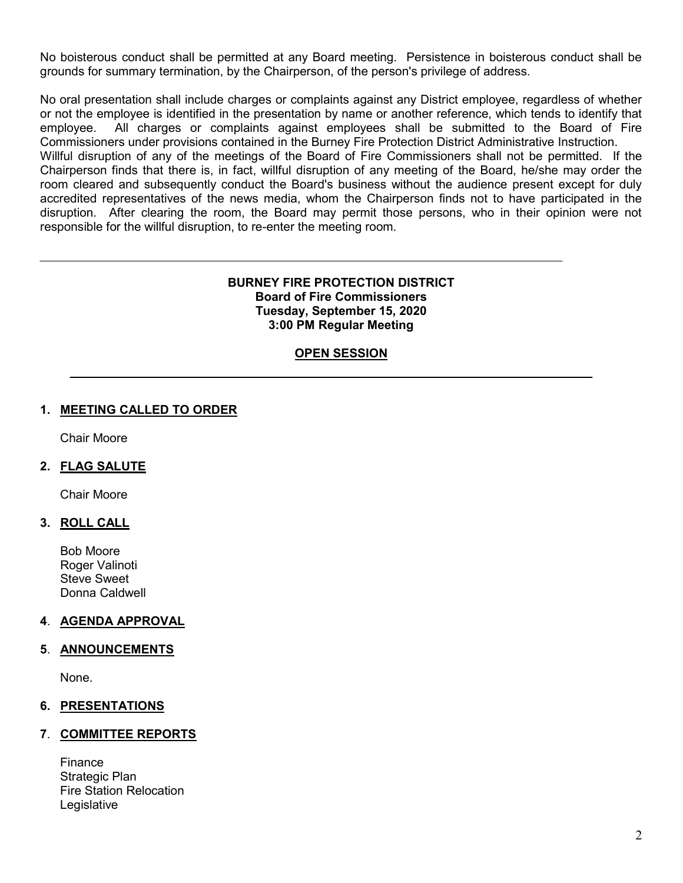No boisterous conduct shall be permitted at any Board meeting. Persistence in boisterous conduct shall be grounds for summary termination, by the Chairperson, of the person's privilege of address.

No oral presentation shall include charges or complaints against any District employee, regardless of whether or not the employee is identified in the presentation by name or another reference, which tends to identify that employee. All charges or complaints against employees shall be submitted to the Board of Fire Commissioners under provisions contained in the Burney Fire Protection District Administrative Instruction.
Willful disruption of any of the meetings of the Board of Fire Commissioners shall not be permitted. If the Chairperson finds that there is, in fact, willful disruption of any meeting of the Board, he/she may order the room cleared and subsequently conduct the Board's business without the audience present except for duly accredited representatives of the news media, whom the Chairperson finds not to have participated in the disruption. After clearing the room, the Board may permit those persons, who in their opinion were not responsible for the willful disruption, to re-enter the meeting room.

---

**BURNEY FIRE PROTECTION DISTRICT**
**Board of Fire Commissioners**
**Tuesday, September 15, 2020**
**3:00 PM Regular Meeting**

## OPEN SESSION

---

**1. MEETING CALLED TO ORDER**

Chair Moore

**2. FLAG SALUTE**

Chair Moore

**3. ROLL CALL**

Bob Moore
Roger Valinoti
Steve Sweet
Donna Caldwell

**4. AGENDA APPROVAL**

**5. ANNOUNCEMENTS**

None.

**6. PRESENTATIONS**

**7. COMMITTEE REPORTS**

Finance
Strategic Plan
Fire Station Relocation
Legislative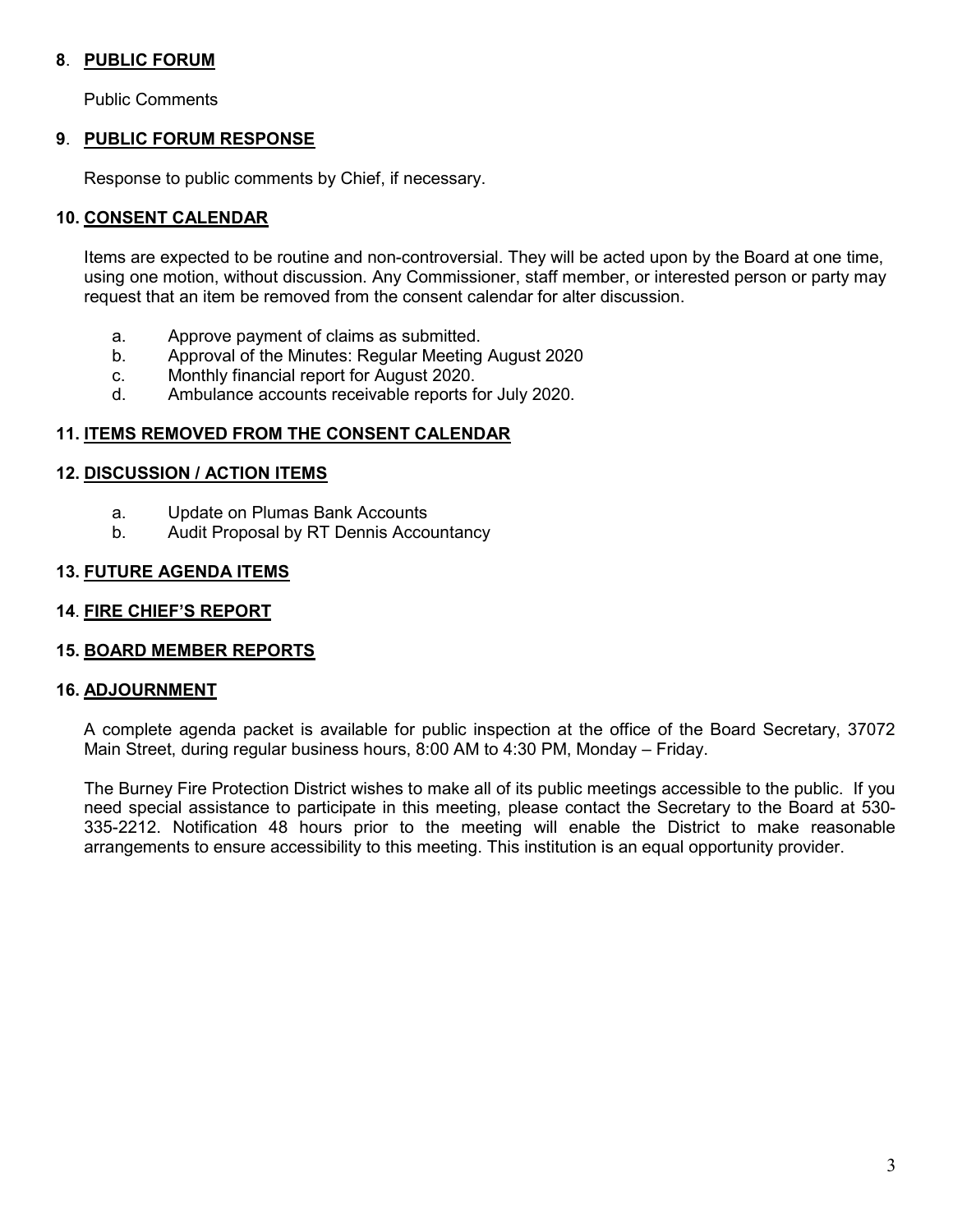**8**. **PUBLIC FORUM**

Public Comments

**9**. **PUBLIC FORUM RESPONSE**

Response to public comments by Chief, if necessary.

**10. CONSENT CALENDAR**

Items are expected to be routine and non-controversial. They will be acted upon by the Board at one time, using one motion, without discussion. Any Commissioner, staff member, or interested person or party may request that an item be removed from the consent calendar for alter discussion.

a. Approve payment of claims as submitted.
b. Approval of the Minutes: Regular Meeting August 2020
c. Monthly financial report for August 2020.
d. Ambulance accounts receivable reports for July 2020.

**11. ITEMS REMOVED FROM THE CONSENT CALENDAR**

**12. DISCUSSION / ACTION ITEMS**

a. Update on Plumas Bank Accounts
b. Audit Proposal by RT Dennis Accountancy

**13. FUTURE AGENDA ITEMS**

**14**. **FIRE CHIEF'S REPORT**

**15. BOARD MEMBER REPORTS**

**16. ADJOURNMENT**

A complete agenda packet is available for public inspection at the office of the Board Secretary, 37072 Main Street, during regular business hours, 8:00 AM to 4:30 PM, Monday – Friday.

The Burney Fire Protection District wishes to make all of its public meetings accessible to the public. If you need special assistance to participate in this meeting, please contact the Secretary to the Board at 530-335-2212. Notification 48 hours prior to the meeting will enable the District to make reasonable arrangements to ensure accessibility to this meeting. This institution is an equal opportunity provider.